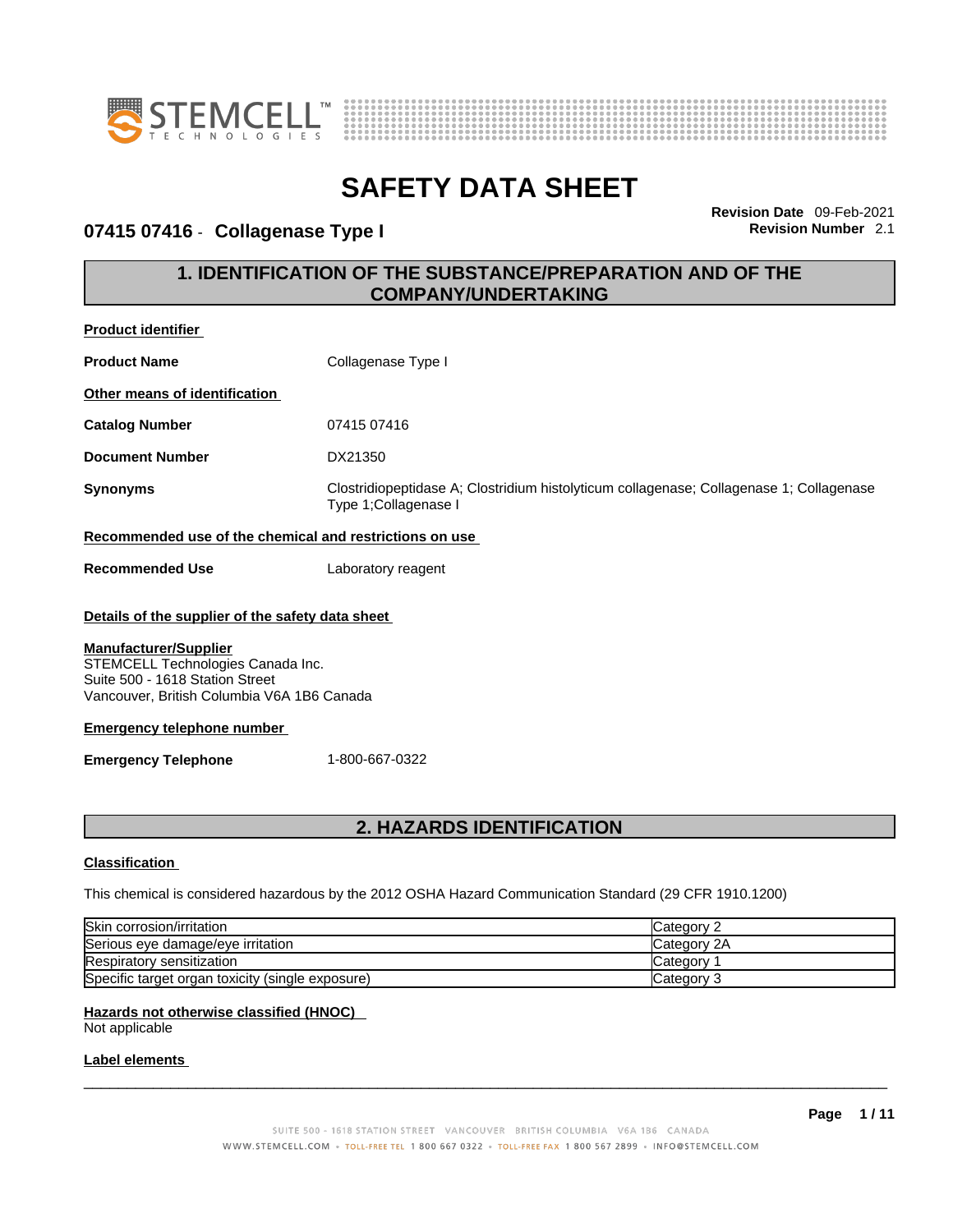# SAFETY DATA SHEET

## 07415 07416 - Collagenase Type I

**Revision Date** 09-Feb-2021
**Revision Number** 2.1

## 1. IDENTIFICATION OF THE SUBSTANCE/PREPARATION AND OF THE COMPANY/UNDERTAKING

**Product identifier**

**Product Name** Collagenase Type I

**Other means of identification**

**Catalog Number** 07415 07416

**Document Number** DX21350

**Synonyms** Clostridiopeptidase A; Clostridium histolyticum collagenase; Collagenase 1; Collagenase Type 1;Collagenase I

**Recommended use of the chemical and restrictions on use**

**Recommended Use** Laboratory reagent

**Details of the supplier of the safety data sheet**

**Manufacturer/Supplier**
STEMCELL Technologies Canada Inc.
Suite 500 - 1618 Station Street
Vancouver, British Columbia V6A 1B6 Canada

**Emergency telephone number**

**Emergency Telephone** 1-800-667-0322

## 2. HAZARDS IDENTIFICATION

**Classification**

This chemical is considered hazardous by the 2012 OSHA Hazard Communication Standard (29 CFR 1910.1200)

| | |
|---|---|
| Skin corrosion/irritation | Category 2 |
| Serious eye damage/eye irritation | Category 2A |
| Respiratory sensitization | Category 1 |
| Specific target organ toxicity (single exposure) | Category 3 |

**Hazards not otherwise classified (HNOC)**
Not applicable

**Label elements**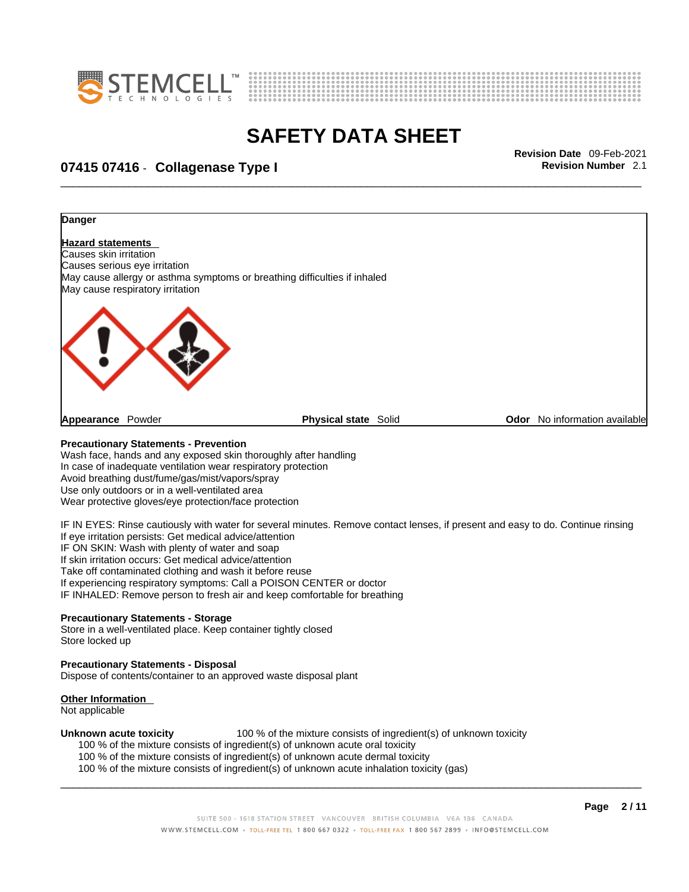**Danger**

**Hazard statements**

Causes skin irritation
Causes serious eye irritation
May cause allergy or asthma symptoms or breathing difficulties if inhaled
May cause respiratory irritation

**Appearance** Powder    **Physical state** Solid    **Odor** No information available

**Precautionary Statements - Prevention**

Wash face, hands and any exposed skin thoroughly after handling
In case of inadequate ventilation wear respiratory protection
Avoid breathing dust/fume/gas/mist/vapors/spray
Use only outdoors or in a well-ventilated area
Wear protective gloves/eye protection/face protection

IF IN EYES: Rinse cautiously with water for several minutes. Remove contact lenses, if present and easy to do. Continue rinsing
If eye irritation persists: Get medical advice/attention
IF ON SKIN: Wash with plenty of water and soap
If skin irritation occurs: Get medical advice/attention
Take off contaminated clothing and wash it before reuse
If experiencing respiratory symptoms: Call a POISON CENTER or doctor
IF INHALED: Remove person to fresh air and keep comfortable for breathing

**Precautionary Statements - Storage**

Store in a well-ventilated place. Keep container tightly closed
Store locked up

**Precautionary Statements - Disposal**

Dispose of contents/container to an approved waste disposal plant

**Other Information**

Not applicable

**Unknown acute toxicity** 100 % of the mixture consists of ingredient(s) of unknown toxicity

100 % of the mixture consists of ingredient(s) of unknown acute oral toxicity
100 % of the mixture consists of ingredient(s) of unknown acute dermal toxicity
100 % of the mixture consists of ingredient(s) of unknown acute inhalation toxicity (gas)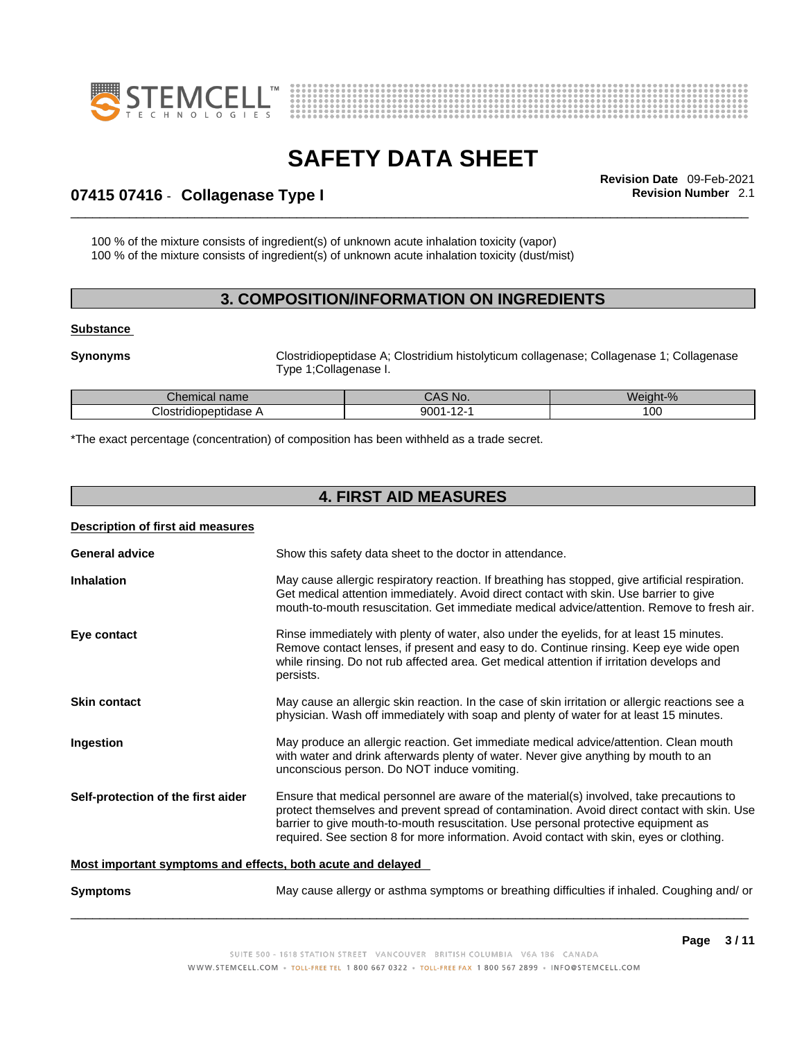100 % of the mixture consists of ingredient(s) of unknown acute inhalation toxicity (vapor)
100 % of the mixture consists of ingredient(s) of unknown acute inhalation toxicity (dust/mist)

## 3. COMPOSITION/INFORMATION ON INGREDIENTS

**Substance**

**Synonyms** Clostridiopeptidase A; Clostridium histolyticum collagenase; Collagenase 1; Collagenase Type 1;Collagenase I.

| Chemical name | CAS No. | Weight-% |
|---|---|---|
| Clostridiopeptidase A | 9001-12-1 | 100 |

*The exact percentage (concentration) of composition has been withheld as a trade secret.

## 4. FIRST AID MEASURES

**Description of first aid measures**

**General advice** Show this safety data sheet to the doctor in attendance.

**Inhalation** May cause allergic respiratory reaction. If breathing has stopped, give artificial respiration. Get medical attention immediately. Avoid direct contact with skin. Use barrier to give mouth-to-mouth resuscitation. Get immediate medical advice/attention. Remove to fresh air.

**Eye contact** Rinse immediately with plenty of water, also under the eyelids, for at least 15 minutes. Remove contact lenses, if present and easy to do. Continue rinsing. Keep eye wide open while rinsing. Do not rub affected area. Get medical attention if irritation develops and persists.

**Skin contact** May cause an allergic skin reaction. In the case of skin irritation or allergic reactions see a physician. Wash off immediately with soap and plenty of water for at least 15 minutes.

**Ingestion** May produce an allergic reaction. Get immediate medical advice/attention. Clean mouth with water and drink afterwards plenty of water. Never give anything by mouth to an unconscious person. Do NOT induce vomiting.

**Self-protection of the first aider** Ensure that medical personnel are aware of the material(s) involved, take precautions to protect themselves and prevent spread of contamination. Avoid direct contact with skin. Use barrier to give mouth-to-mouth resuscitation. Use personal protective equipment as required. See section 8 for more information. Avoid contact with skin, eyes or clothing.

**Most important symptoms and effects, both acute and delayed**

**Symptoms** May cause allergy or asthma symptoms or breathing difficulties if inhaled. Coughing and/ or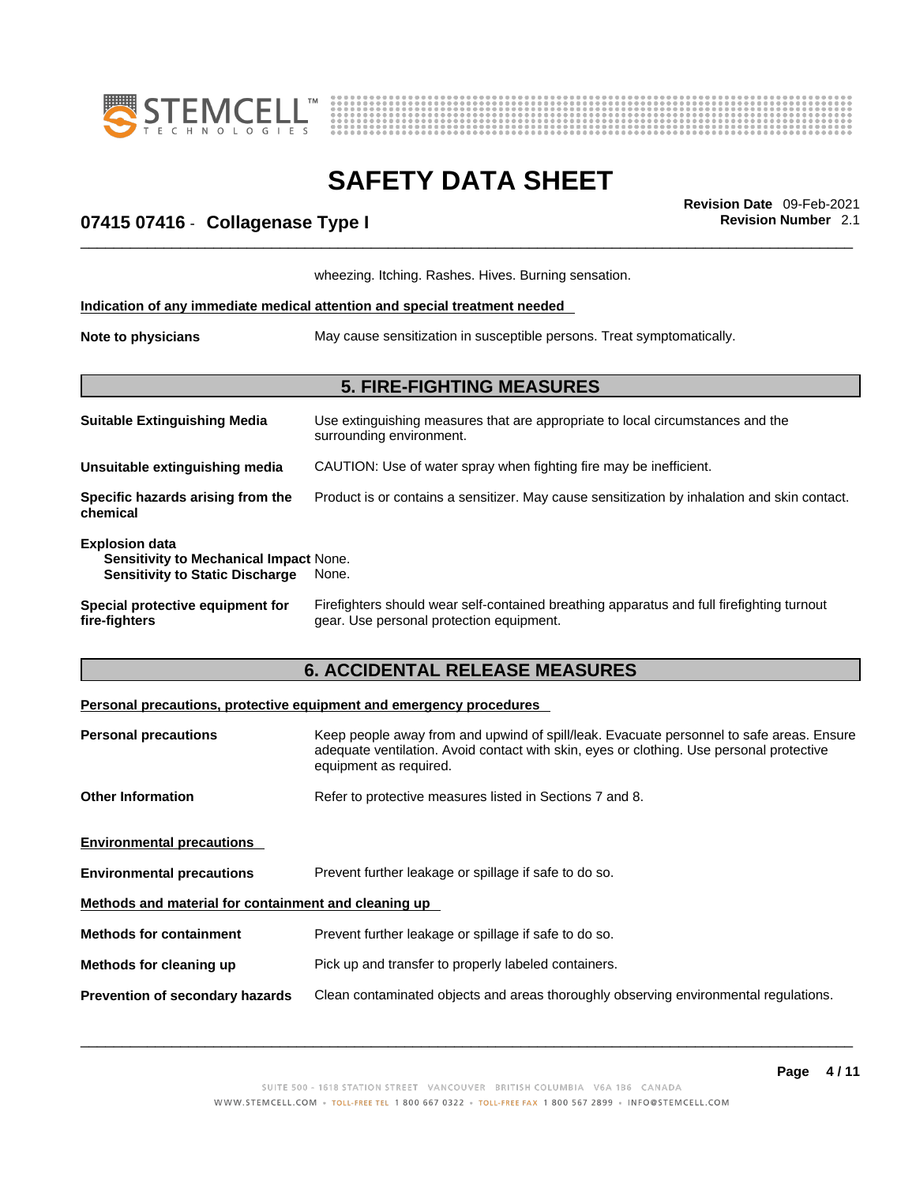wheezing. Itching. Rashes. Hives. Burning sensation.

**Indication of any immediate medical attention and special treatment needed**

**Note to physicians** May cause sensitization in susceptible persons. Treat symptomatically.

## 5. FIRE-FIGHTING MEASURES

**Suitable Extinguishing Media** Use extinguishing measures that are appropriate to local circumstances and the surrounding environment.

**Unsuitable extinguishing media** CAUTION: Use of water spray when fighting fire may be inefficient.

**Specific hazards arising from the chemical** Product is or contains a sensitizer. May cause sensitization by inhalation and skin contact.

**Explosion data**
**Sensitivity to Mechanical Impact** None.
**Sensitivity to Static Discharge** None.

**Special protective equipment for fire-fighters** Firefighters should wear self-contained breathing apparatus and full firefighting turnout gear. Use personal protection equipment.

## 6. ACCIDENTAL RELEASE MEASURES

**Personal precautions, protective equipment and emergency procedures**

**Personal precautions** Keep people away from and upwind of spill/leak. Evacuate personnel to safe areas. Ensure adequate ventilation. Avoid contact with skin, eyes or clothing. Use personal protective equipment as required.

**Other Information** Refer to protective measures listed in Sections 7 and 8.

**Environmental precautions**

**Environmental precautions** Prevent further leakage or spillage if safe to do so.

**Methods and material for containment and cleaning up**

**Methods for containment** Prevent further leakage or spillage if safe to do so.

**Methods for cleaning up** Pick up and transfer to properly labeled containers.

**Prevention of secondary hazards** Clean contaminated objects and areas thoroughly observing environmental regulations.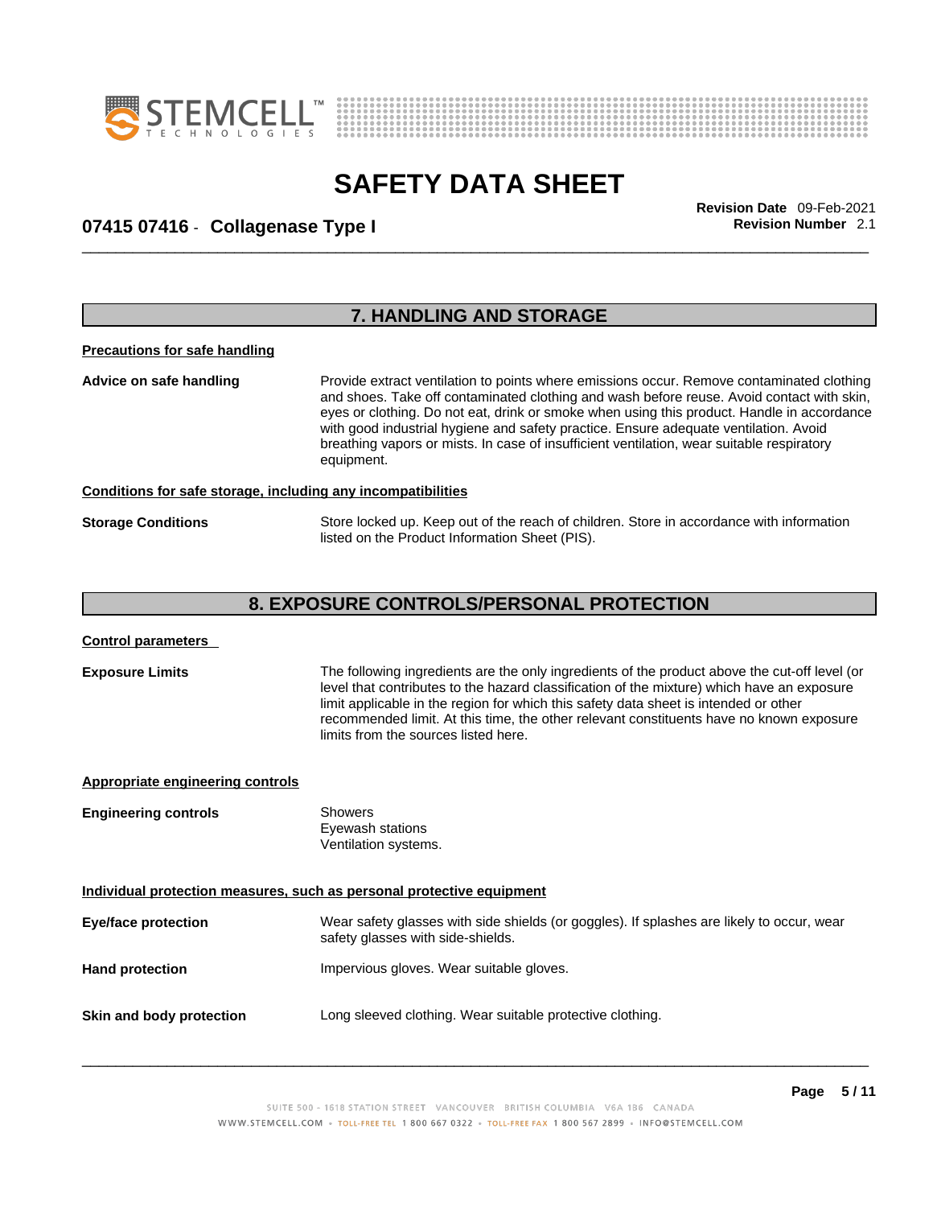## 7. HANDLING AND STORAGE

**Precautions for safe handling**

**Advice on safe handling**

Provide extract ventilation to points where emissions occur. Remove contaminated clothing and shoes. Take off contaminated clothing and wash before reuse. Avoid contact with skin, eyes or clothing. Do not eat, drink or smoke when using this product. Handle in accordance with good industrial hygiene and safety practice. Ensure adequate ventilation. Avoid breathing vapors or mists. In case of insufficient ventilation, wear suitable respiratory equipment.

**Conditions for safe storage, including any incompatibilities**

**Storage Conditions**

Store locked up. Keep out of the reach of children. Store in accordance with information listed on the Product Information Sheet (PIS).

## 8. EXPOSURE CONTROLS/PERSONAL PROTECTION

**Control parameters**

**Exposure Limits**

The following ingredients are the only ingredients of the product above the cut-off level (or level that contributes to the hazard classification of the mixture) which have an exposure limit applicable in the region for which this safety data sheet is intended or other recommended limit. At this time, the other relevant constituents have no known exposure limits from the sources listed here.

**Appropriate engineering controls**

**Engineering controls**

Showers
Eyewash stations
Ventilation systems.

**Individual protection measures, such as personal protective equipment**

**Eye/face protection**

Wear safety glasses with side shields (or goggles). If splashes are likely to occur, wear safety glasses with side-shields.

**Hand protection**

Impervious gloves. Wear suitable gloves.

**Skin and body protection**

Long sleeved clothing. Wear suitable protective clothing.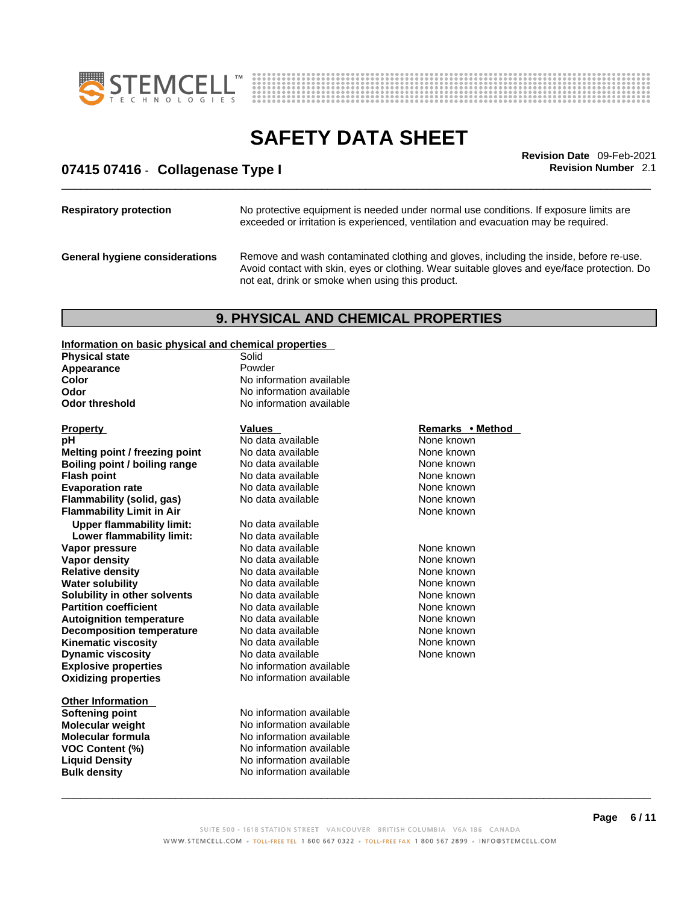| | |
|---|---|
| **Respiratory protection** | No protective equipment is needed under normal use conditions. If exposure limits are exceeded or irritation is experienced, ventilation and evacuation may be required. |
| **General hygiene considerations** | Remove and wash contaminated clothing and gloves, including the inside, before re-use. Avoid contact with skin, eyes or clothing. Wear suitable gloves and eye/face protection. Do not eat, drink or smoke when using this product. |

## 9. PHYSICAL AND CHEMICAL PROPERTIES

**Information on basic physical and chemical properties**

| | |
|---|---|
| **Physical state** | Solid |
| **Appearance** | Powder |
| **Color** | No information available |
| **Odor** | No information available |
| **Odor threshold** | No information available |

| Property | Values | Remarks • Method |
|---|---|---|
| **pH** | No data available | None known |
| **Melting point / freezing point** | No data available | None known |
| **Boiling point / boiling range** | No data available | None known |
| **Flash point** | No data available | None known |
| **Evaporation rate** | No data available | None known |
| **Flammability (solid, gas)** | No data available | None known |
| **Flammability Limit in Air** | | None known |
| **Upper flammability limit:** | No data available | |
| **Lower flammability limit:** | No data available | |
| **Vapor pressure** | No data available | None known |
| **Vapor density** | No data available | None known |
| **Relative density** | No data available | None known |
| **Water solubility** | No data available | None known |
| **Solubility in other solvents** | No data available | None known |
| **Partition coefficient** | No data available | None known |
| **Autoignition temperature** | No data available | None known |
| **Decomposition temperature** | No data available | None known |
| **Kinematic viscosity** | No data available | None known |
| **Dynamic viscosity** | No data available | None known |
| **Explosive properties** | No information available | |
| **Oxidizing properties** | No information available | |

**Other Information**

| | |
|---|---|
| **Softening point** | No information available |
| **Molecular weight** | No information available |
| **Molecular formula** | No information available |
| **VOC Content (%)** | No information available |
| **Liquid Density** | No information available |
| **Bulk density** | No information available |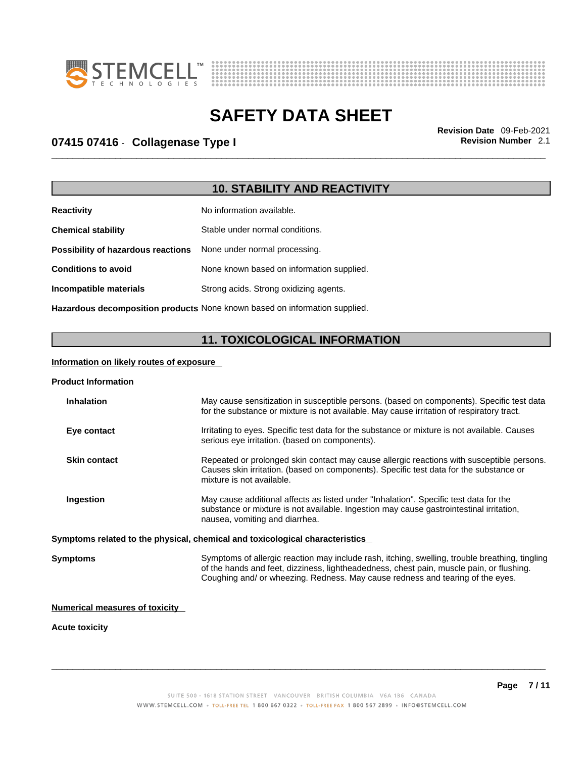## 10. STABILITY AND REACTIVITY

| | |
|---|---|
| **Reactivity** | No information available. |
| **Chemical stability** | Stable under normal conditions. |
| **Possibility of hazardous reactions** | None under normal processing. |
| **Conditions to avoid** | None known based on information supplied. |
| **Incompatible materials** | Strong acids. Strong oxidizing agents. |
| **Hazardous decomposition products** | None known based on information supplied. |

## 11. TOXICOLOGICAL INFORMATION

**Information on likely routes of exposure**

**Product Information**

| | |
|---|---|
| **Inhalation** | May cause sensitization in susceptible persons. (based on components). Specific test data for the substance or mixture is not available. May cause irritation of respiratory tract. |
| **Eye contact** | Irritating to eyes. Specific test data for the substance or mixture is not available. Causes serious eye irritation. (based on components). |
| **Skin contact** | Repeated or prolonged skin contact may cause allergic reactions with susceptible persons. Causes skin irritation. (based on components). Specific test data for the substance or mixture is not available. |
| **Ingestion** | May cause additional affects as listed under "Inhalation". Specific test data for the substance or mixture is not available. Ingestion may cause gastrointestinal irritation, nausea, vomiting and diarrhea. |

**Symptoms related to the physical, chemical and toxicological characteristics**

| | |
|---|---|
| **Symptoms** | Symptoms of allergic reaction may include rash, itching, swelling, trouble breathing, tingling of the hands and feet, dizziness, lightheadedness, chest pain, muscle pain, or flushing. Coughing and/ or wheezing. Redness. May cause redness and tearing of the eyes. |

**Numerical measures of toxicity**

**Acute toxicity**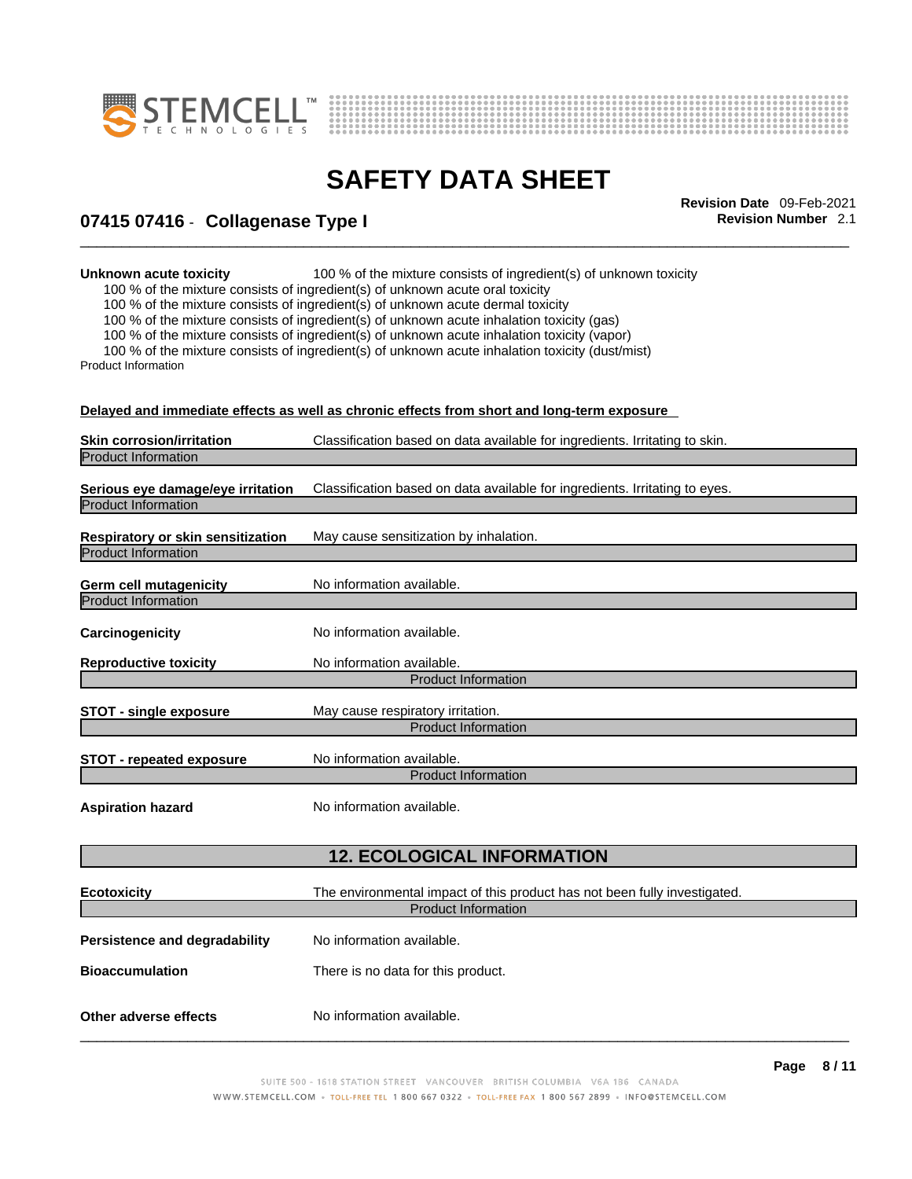**Unknown acute toxicity** 100 % of the mixture consists of ingredient(s) of unknown toxicity

100 % of the mixture consists of ingredient(s) of unknown acute oral toxicity
100 % of the mixture consists of ingredient(s) of unknown acute dermal toxicity
100 % of the mixture consists of ingredient(s) of unknown acute inhalation toxicity (gas)
100 % of the mixture consists of ingredient(s) of unknown acute inhalation toxicity (vapor)
100 % of the mixture consists of ingredient(s) of unknown acute inhalation toxicity (dust/mist)

Product Information

**Delayed and immediate effects as well as chronic effects from short and long-term exposure**

**Skin corrosion/irritation** Classification based on data available for ingredients. Irritating to skin.

Product Information

**Serious eye damage/eye irritation** Classification based on data available for ingredients. Irritating to eyes.

Product Information

**Respiratory or skin sensitization** May cause sensitization by inhalation.

Product Information

**Germ cell mutagenicity** No information available.

Product Information

**Carcinogenicity** No information available.

**Reproductive toxicity** No information available.

Product Information

**STOT - single exposure** May cause respiratory irritation.

Product Information

**STOT - repeated exposure** No information available.

Product Information

**Aspiration hazard** No information available.

## 12. ECOLOGICAL INFORMATION

**Ecotoxicity** The environmental impact of this product has not been fully investigated.

Product Information

**Persistence and degradability** No information available.

**Bioaccumulation** There is no data for this product.

**Other adverse effects** No information available.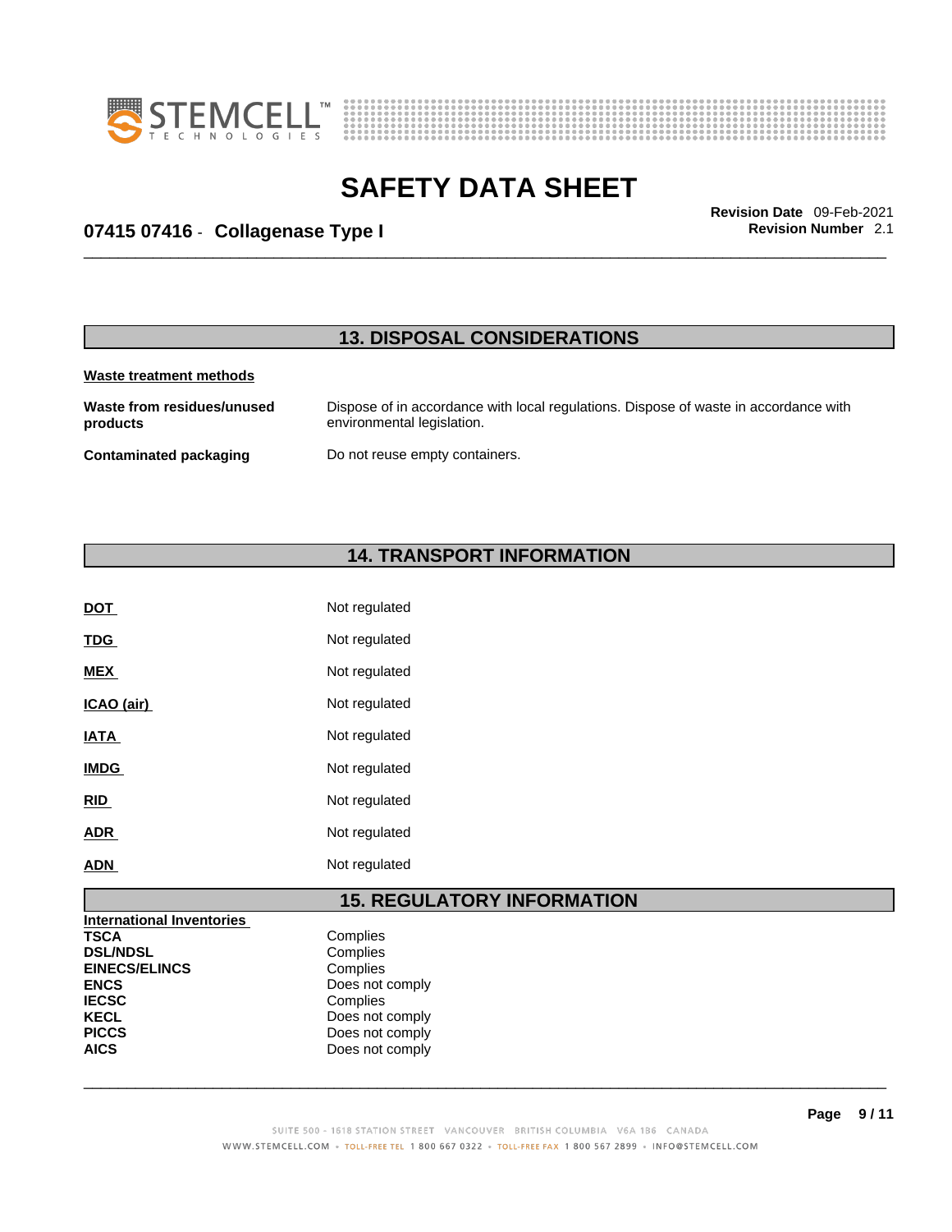## 13. DISPOSAL CONSIDERATIONS

**Waste treatment methods**

| | |
|---|---|
| **Waste from residues/unused products** | Dispose of in accordance with local regulations. Dispose of waste in accordance with environmental legislation. |
| **Contaminated packaging** | Do not reuse empty containers. |

## 14. TRANSPORT INFORMATION

| | |
|---|---|
| **DOT** | Not regulated |
| **TDG** | Not regulated |
| **MEX** | Not regulated |
| **ICAO (air)** | Not regulated |
| **IATA** | Not regulated |
| **IMDG** | Not regulated |
| **RID** | Not regulated |
| **ADR** | Not regulated |
| **ADN** | Not regulated |

## 15. REGULATORY INFORMATION

**International Inventories**

| | |
|---|---|
| **TSCA** | Complies |
| **DSL/NDSL** | Complies |
| **EINECS/ELINCS** | Complies |
| **ENCS** | Does not comply |
| **IECSC** | Complies |
| **KECL** | Does not comply |
| **PICCS** | Does not comply |
| **AICS** | Does not comply |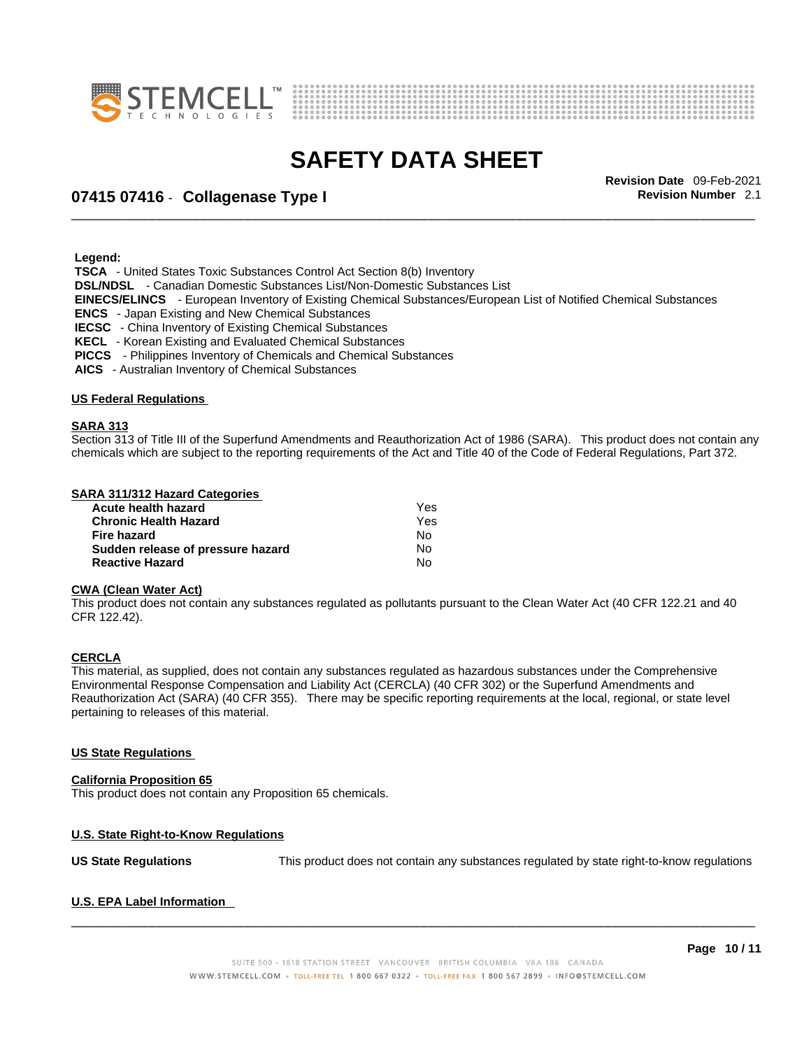**Legend:**

**TSCA** - United States Toxic Substances Control Act Section 8(b) Inventory
**DSL/NDSL** - Canadian Domestic Substances List/Non-Domestic Substances List
**EINECS/ELINCS** - European Inventory of Existing Chemical Substances/European List of Notified Chemical Substances
**ENCS** - Japan Existing and New Chemical Substances
**IECSC** - China Inventory of Existing Chemical Substances
**KECL** - Korean Existing and Evaluated Chemical Substances
**PICCS** - Philippines Inventory of Chemicals and Chemical Substances
**AICS** - Australian Inventory of Chemical Substances

## US Federal Regulations

### SARA 313

Section 313 of Title III of the Superfund Amendments and Reauthorization Act of 1986 (SARA). This product does not contain any chemicals which are subject to the reporting requirements of the Act and Title 40 of the Code of Federal Regulations, Part 372.

### SARA 311/312 Hazard Categories

| | |
|---|---|
| **Acute health hazard** | Yes |
| **Chronic Health Hazard** | Yes |
| **Fire hazard** | No |
| **Sudden release of pressure hazard** | No |
| **Reactive Hazard** | No |

### CWA (Clean Water Act)

This product does not contain any substances regulated as pollutants pursuant to the Clean Water Act (40 CFR 122.21 and 40 CFR 122.42).

### CERCLA

This material, as supplied, does not contain any substances regulated as hazardous substances under the Comprehensive Environmental Response Compensation and Liability Act (CERCLA) (40 CFR 302) or the Superfund Amendments and Reauthorization Act (SARA) (40 CFR 355). There may be specific reporting requirements at the local, regional, or state level pertaining to releases of this material.

## US State Regulations

### California Proposition 65

This product does not contain any Proposition 65 chemicals.

## U.S. State Right-to-Know Regulations

**US State Regulations** This product does not contain any substances regulated by state right-to-know regulations

## U.S. EPA Label Information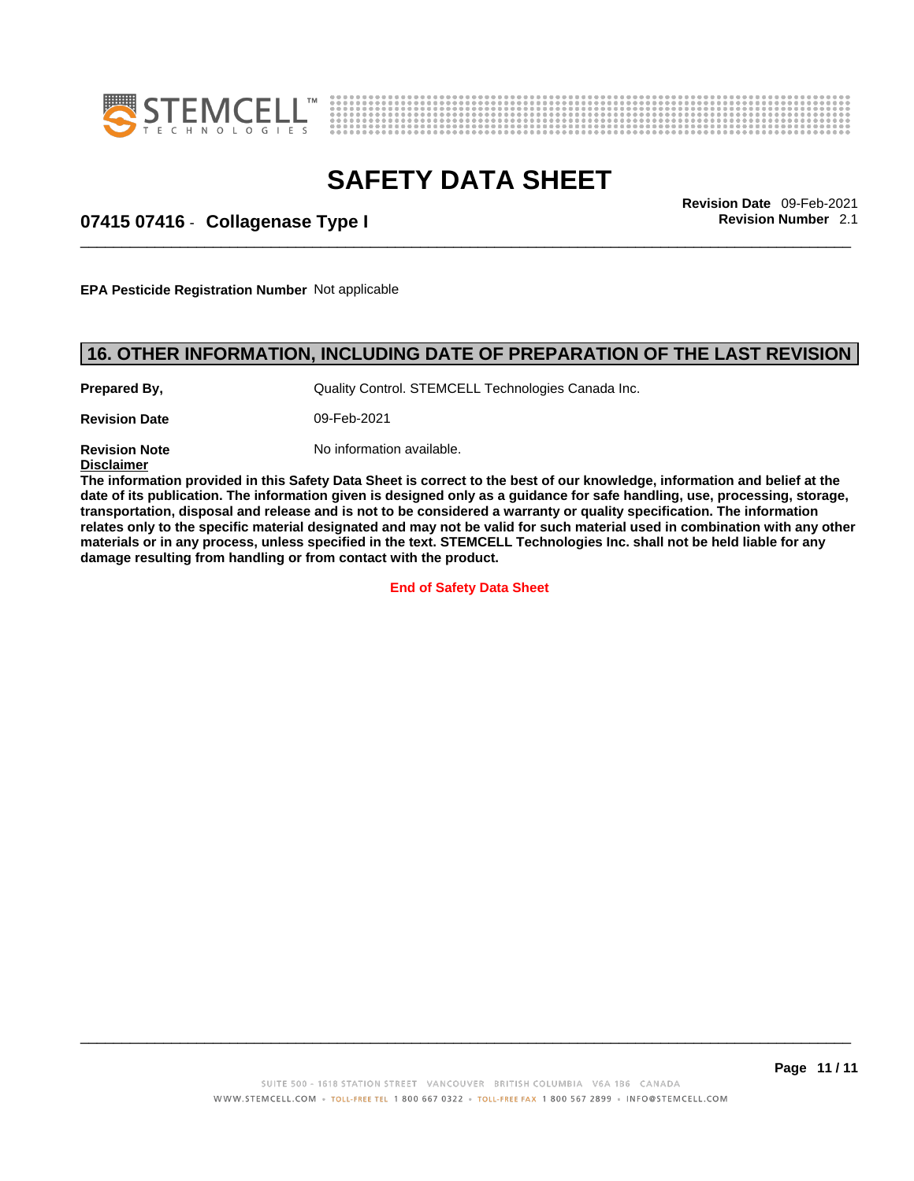**EPA Pesticide Registration Number** Not applicable

## 16. OTHER INFORMATION, INCLUDING DATE OF PREPARATION OF THE LAST REVISION

**Prepared By,** Quality Control. STEMCELL Technologies Canada Inc.

**Revision Date** 09-Feb-2021

**Revision Note** No information available.

**Disclaimer**

**The information provided in this Safety Data Sheet is correct to the best of our knowledge, information and belief at the date of its publication. The information given is designed only as a guidance for safe handling, use, processing, storage, transportation, disposal and release and is not to be considered a warranty or quality specification. The information relates only to the specific material designated and may not be valid for such material used in combination with any other materials or in any process, unless specified in the text. STEMCELL Technologies Inc. shall not be held liable for any damage resulting from handling or from contact with the product.**

**End of Safety Data Sheet**